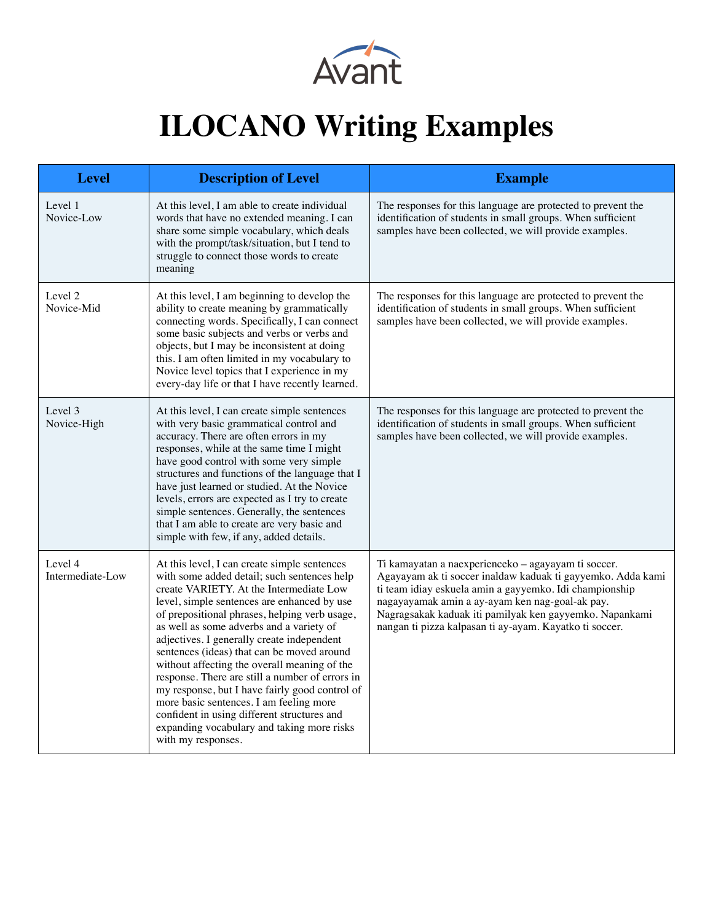# ILOCANO Writing Examples

| Level | Description of Level | Example |
|---|---|---|
| Level 1 Novice-Low | At this level, I am able to create individual words that have no extended meaning. I can share some simple vocabulary, which deals with the prompt/task/situation, but I tend to struggle to connect those words to create meaning | The responses for this language are protected to prevent the identification of students in small groups. When sufficient samples have been collected, we will provide examples. |
| Level 2 Novice-Mid | At this level, I am beginning to develop the ability to create meaning by grammatically connecting words. Specifically, I can connect some basic subjects and verbs or verbs and objects, but I may be inconsistent at doing this. I am often limited in my vocabulary to Novice level topics that I experience in my every-day life or that I have recently learned. | The responses for this language are protected to prevent the identification of students in small groups. When sufficient samples have been collected, we will provide examples. |
| Level 3 Novice-High | At this level, I can create simple sentences with very basic grammatical control and accuracy. There are often errors in my responses, while at the same time I might have good control with some very simple structures and functions of the language that I have just learned or studied. At the Novice levels, errors are expected as I try to create simple sentences. Generally, the sentences that I am able to create are very basic and simple with few, if any, added details. | The responses for this language are protected to prevent the identification of students in small groups. When sufficient samples have been collected, we will provide examples. |
| Level 4 Intermediate-Low | At this level, I can create simple sentences with some added detail; such sentences help create VARIETY. At the Intermediate Low level, simple sentences are enhanced by use of prepositional phrases, helping verb usage, as well as some adverbs and a variety of adjectives. I generally create independent sentences (ideas) that can be moved around without affecting the overall meaning of the response. There are still a number of errors in my response, but I have fairly good control of more basic sentences. I am feeling more confident in using different structures and expanding vocabulary and taking more risks with my responses. | Ti kamayatan a naexperienceko – agayayam ti soccer. Agayayam ak ti soccer inaldaw kaduak ti gayyemko. Adda kami ti team idiay eskuela amin a gayyemko. Idi championship nagayayamak amin a ay-ayam ken nag-goal-ak pay. Nagragsakak kaduak iti pamilyak ken gayyemko. Napankami nangan ti pizza kalpasan ti ay-ayam. Kayatko ti soccer. |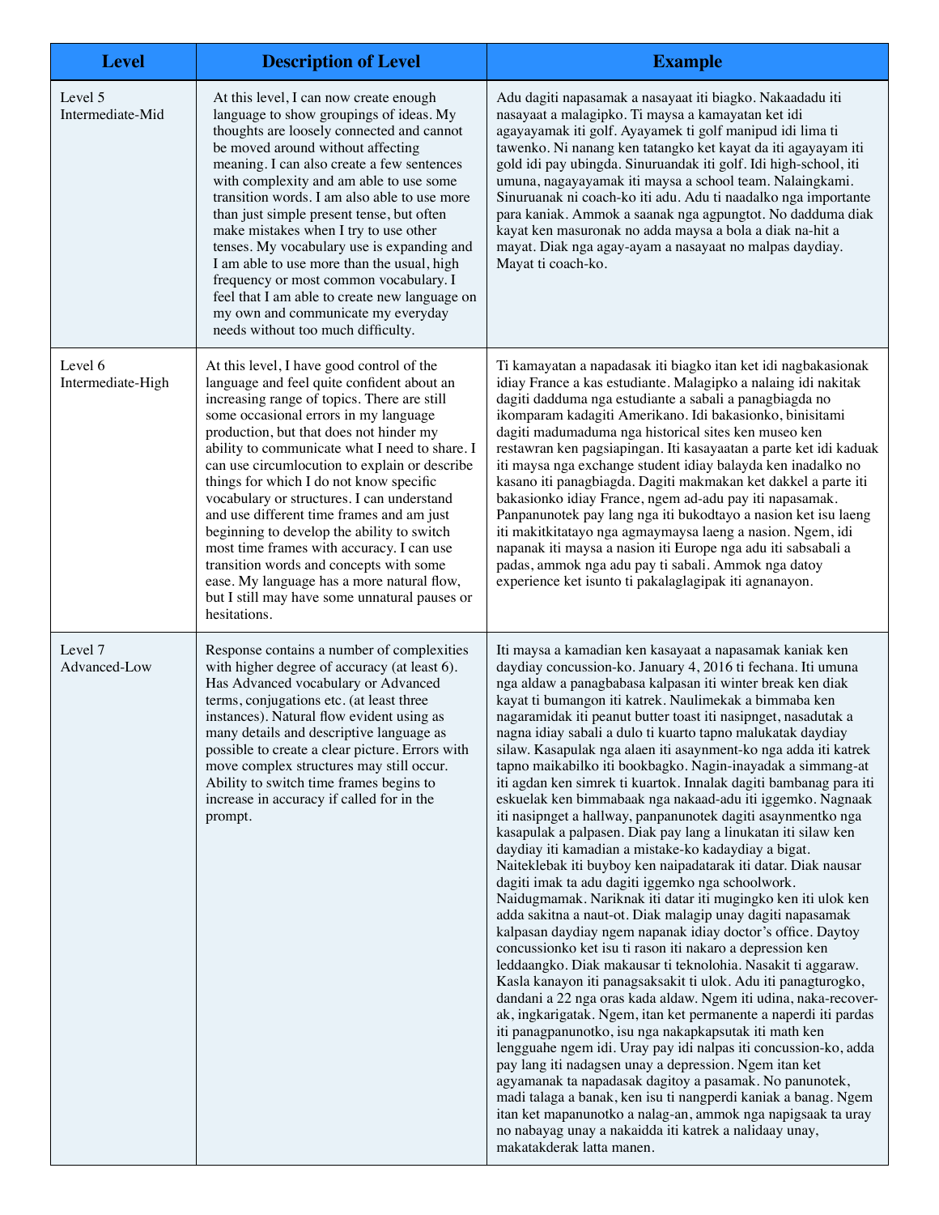| Level | Description of Level | Example |
| --- | --- | --- |
| Level 5 Intermediate-Mid | At this level, I can now create enough language to show groupings of ideas. My thoughts are loosely connected and cannot be moved around without affecting meaning. I can also create a few sentences with complexity and am able to use some transition words. I am also able to use more than just simple present tense, but often make mistakes when I try to use other tenses. My vocabulary use is expanding and I am able to use more than the usual, high frequency or most common vocabulary. I feel that I am able to create new language on my own and communicate my everyday needs without too much difficulty. | Adu dagiti napasamak a nasayaat iti biagko. Nakaadadu iti nasayaat a malagipko. Ti maysa a kamayatan ket idi agayayamak iti golf. Ayayamek ti golf manipud idi lima ti tawenko. Ni nanang ken tatangko ket kayat da iti agayayam iti gold idi pay ubingda. Sinuruandak iti golf. Idi high-school, iti umuna, nagayayamak iti maysa a school team. Nalaingkami. Sinuruanak ni coach-ko iti adu. Adu ti naadalko nga importante para kaniak. Ammok a saanak nga agpungtot. No dadduma diak kayat ken masuronak no adda maysa a bola a diak na-hit a mayat. Diak nga agay-ayam a nasayaat no malpas daydiay. Mayat ti coach-ko. |
| Level 6 Intermediate-High | At this level, I have good control of the language and feel quite confident about an increasing range of topics. There are still some occasional errors in my language production, but that does not hinder my ability to communicate what I need to share. I can use circumlocution to explain or describe things for which I do not know specific vocabulary or structures. I can understand and use different time frames and am just beginning to develop the ability to switch most time frames with accuracy. I can use transition words and concepts with some ease. My language has a more natural flow, but I still may have some unnatural pauses or hesitations. | Ti kamayatan a napadasak iti biagko itan ket idi nagbakasionak idiay France a kas estudiante. Malagipko a nalaing idi nakitak dagiti dadduma nga estudiante a sabali a panagbiagda no ikomparam kadagiti Amerikano. Idi bakasionko, binisitami dagiti madumaduma nga historical sites ken museo ken restawran ken pagsiapingan. Iti kasayaatan a parte ket idi kaduak iti maysa nga exchange student idiay balayda ken inadalko no kasano iti panagbiagda. Dagiti makmakan ket dakkel a parte iti bakasionko idiay France, ngem ad-adu pay iti napasamak. Panpanunotek pay lang nga iti bukodtayo a nasion ket isu laeng iti makitkitatayo nga agmaymaysa laeng a nasion. Ngem, idi napanak iti maysa a nasion iti Europe nga adu iti sabsabali a padas, ammok nga adu pay ti sabali. Ammok nga datoy experience ket isunto ti pakalaglagipak iti agnanayon. |
| Level 7 Advanced-Low | Response contains a number of complexities with higher degree of accuracy (at least 6). Has Advanced vocabulary or Advanced terms, conjugations etc. (at least three instances). Natural flow evident using as many details and descriptive language as possible to create a clear picture. Errors with move complex structures may still occur. Ability to switch time frames begins to increase in accuracy if called for in the prompt. | Iti maysa a kamadian ken kasayaat a napasamak kaniak ken daydiay concussion-ko. January 4, 2016 iti fechana. Iti umuna nga aldaw a panagbabasa kalpasan iti winter break ken diak kayat ti bumangon iti katrek. Naulimekak a bimmaba ken nagaramidak iti peanut butter toast iti nasipnget, nasadutak a nagna idiay sabali a dulo ti kuarto tapno malukatak daydiay silaw. Kasapulak nga alaen iti asaynment-ko nga adda iti katrek tapno maikabilko iti bookbagko. Nagin-inayadak a simmang-at iti agdan ken simrek ti kuartok. Innalak dagiti bambanag para iti eskuelak ken bimmabaak nga nakaad-adu iti iggemko. Nagnaak iti nasipnget a hallway, panpanunotek dagiti asaynmentko nga kasapulak a palpasen. Diak pay lang a linukatan iti silaw ken daydiay iti kamadian a mistake-ko kadaydiay a bigat. Naiteklebak iti buyboy ken naipadatarak iti datar. Diak nausar dagiti imak ta adu dagiti iggemko nga schoolwork. Naidugmamak. Nariknak iti datar iti mugingko ken iti ulok ken adda sakitna a naut-ot. Diak malagip unay dagiti napasamak kalpasan daydiay ngem napanak idiay doctor's office. Daytoy concussionko ket isu ti rason iti nakaro a depression ken leddaangko. Diak makausar ti teknolohia. Nasakit ti aggaraw. Kasla kanayon iti panagsaksakit ti ulok. Adu iti panagturogko, dandani a 22 nga oras kada aldaw. Ngem iti udina, naka-recover-ak, ingkarigatak. Ngem, itan ket permanente a naperdi iti pardas iti panagpanunotko, isu nga nakapkapsutak iti math ken lengguahe ngem idi. Uray pay idi nalpas iti concussion-ko, adda pay lang iti nadagsen unay a depression. Ngem itan ket agyamanak ta napadasak dagitoy a pasamak. No panunotek, madi talaga a banak, ken isu ti nangperdi kaniak a banag. Ngem itan ket mapanunotko a nalag-an, ammok nga napigsaak ta uray no nabayag unay a nakaidda iti katrek a nalidaay unay, makatakderak latta manen. |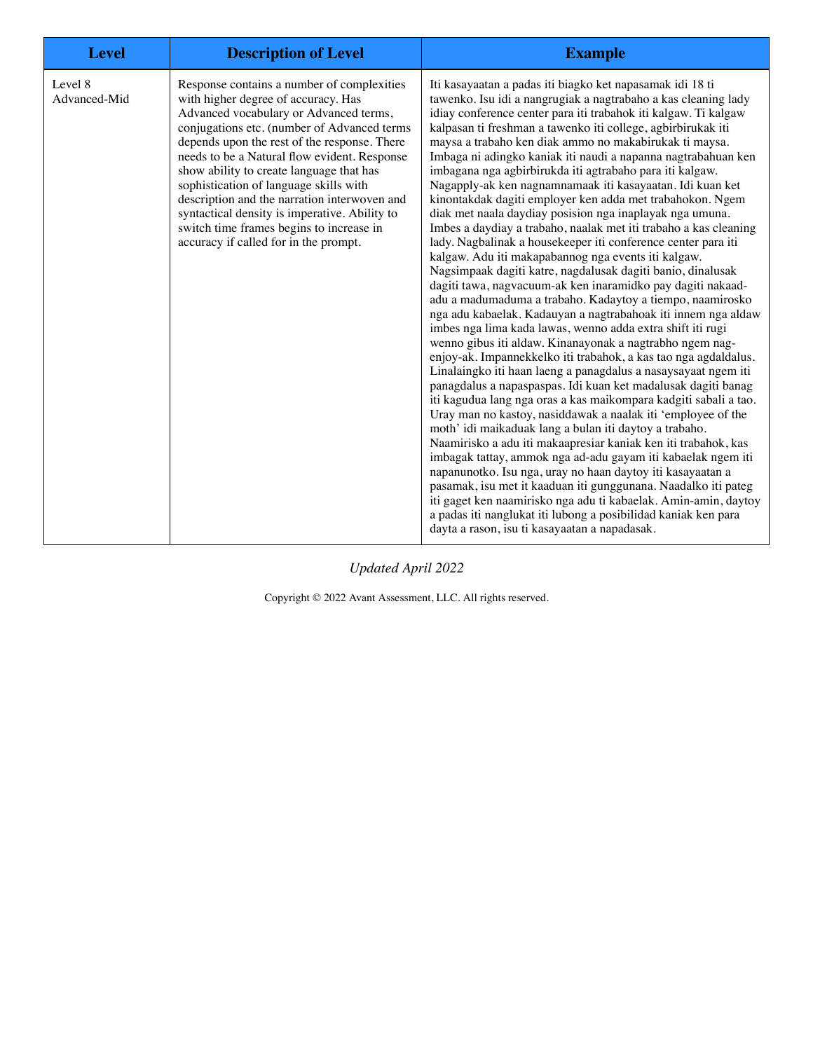| Level | Description of Level | Example |
| --- | --- | --- |
| Level 8 Advanced-Mid | Response contains a number of complexities with higher degree of accuracy. Has Advanced vocabulary or Advanced terms, conjugations etc. (number of Advanced terms depends upon the rest of the response. There needs to be a Natural flow evident. Response show ability to create language that has sophistication of language skills with description and the narration interwoven and syntactical density is imperative. Ability to switch time frames begins to increase in accuracy if called for in the prompt. | Iti kasayaatan a padas iti biagko ket napasamak idi 18 ti tawenko. Isu idi a nangrugiak a nagtrabaho a kas cleaning lady idiay conference center para iti trabahok iti kalgaw. Ti kalgaw kalpasan ti freshman a tawenko iti college, agbirbirukak iti maysa a trabaho ken diak ammo no makabirukak ti maysa. Imbaga ni adingko kaniak iti naudi a napanna nagtrabahuan ken imbagana nga agbirbirukda iti agtrabaho para iti kalgaw. Nagapply-ak ken nagnamnamaak iti kasayaatan. Idi kuan ket kinontakdak dagiti employer ken adda met trabahokon. Ngem diak met naala daydiay posision nga inaplayak nga umuna. Imbes a daydiay a trabaho, naalak met iti trabaho a kas cleaning lady. Nagbalinak a housekeeper iti conference center para iti kalgaw. Adu iti makapabannog nga events iti kalgaw. Nagsimpaak dagiti katre, nagdalusak dagiti banio, dinalusak dagiti tawa, nagvacuum-ak ken inaramidko pay dagiti nakaad-adu a madumaduma a trabaho. Kadaytoy a tiempo, naamirosko nga adu kabaelak. Kadauyan a nagtrabahoak iti innem nga aldaw imbes nga lima kada lawas, wenno adda extra shift iti rugi wenno gibus iti aldaw. Kinanayonak a nagtrabho ngem nag-enjoy-ak. Impannekkelko iti trabahok, a kas tao nga agdaldalus. Linalaingko iti haan laeng a panagdalus a nasaysayaat ngem iti panagdalus a napaspaspas. Idi kuan ket madalusak dagiti banag iti kagudua lang nga oras a kas maikompara kadgiti sabali a tao. Uray man no kastoy, nasiddawak a naalak iti 'employee of the moth' idi maikaduak lang a bulan iti daytoy a trabaho. Naamirisko a adu iti makaapresiar kaniak ken iti trabahok, kas imbagak tattay, ammok nga ad-adu gayam iti kabaelak ngem iti napanunotko. Isu nga, uray no haan daytoy iti kasayaatan a pasamak, isu met it kaaduan iti gunggunana. Naadalko iti pateg iti gaget ken naamirisko nga adu ti kabaelak. Amin-amin, daytoy a padas iti nanglukat iti lubong a posibilidad kaniak ken para dayta a rason, isu ti kasayaatan a napadasak. |

*Updated April 2022*

Copyright © 2022 Avant Assessment, LLC. All rights reserved.